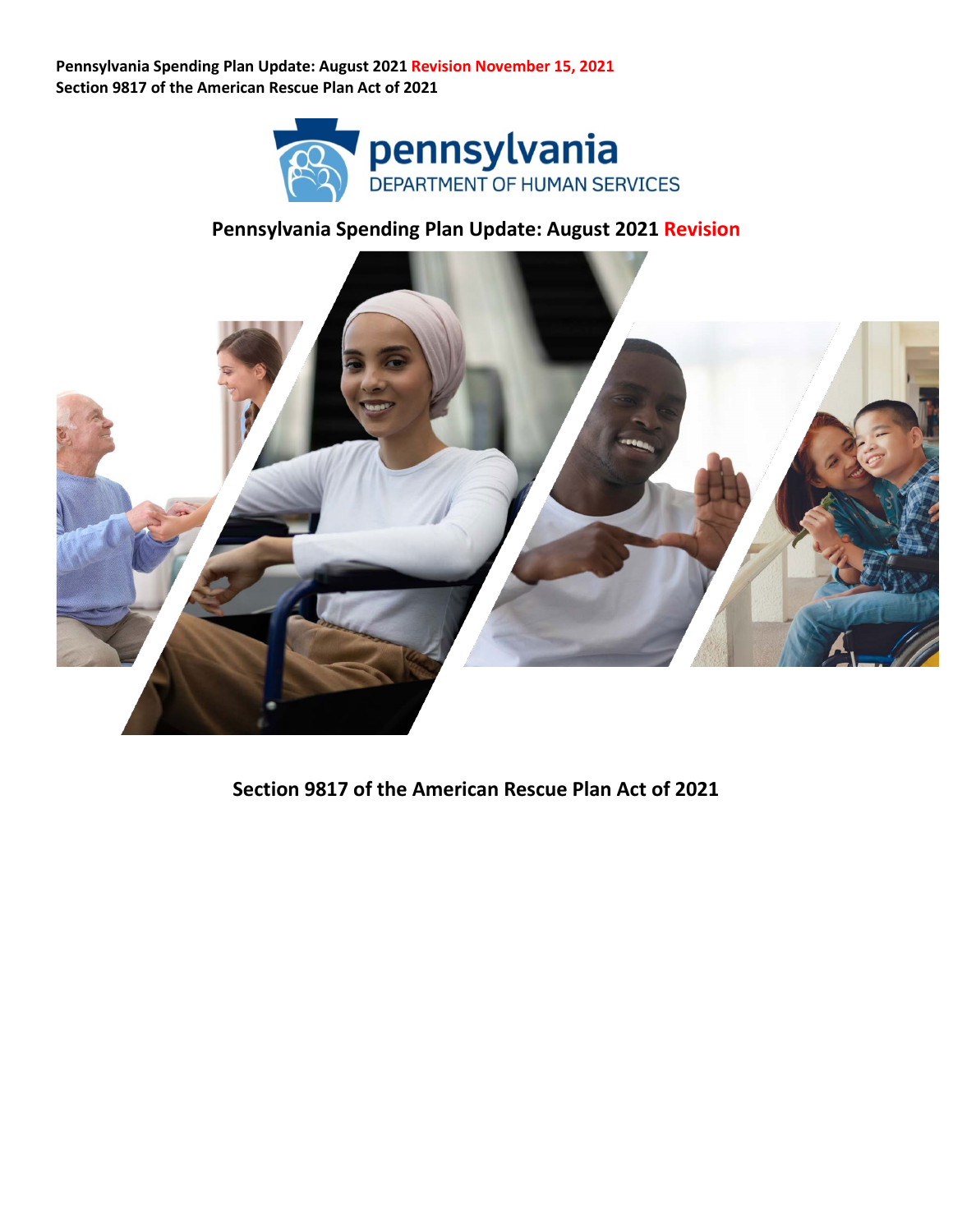**Pennsylvania Spending Plan Update: August 2021 Revision November 15, 2021**
**Section 9817 of the American Rescue Plan Act of 2021**

pennsylvania
DEPARTMENT OF HUMAN SERVICES

# Pennsylvania Spending Plan Update: August 2021 Revision

## Section 9817 of the American Rescue Plan Act of 2021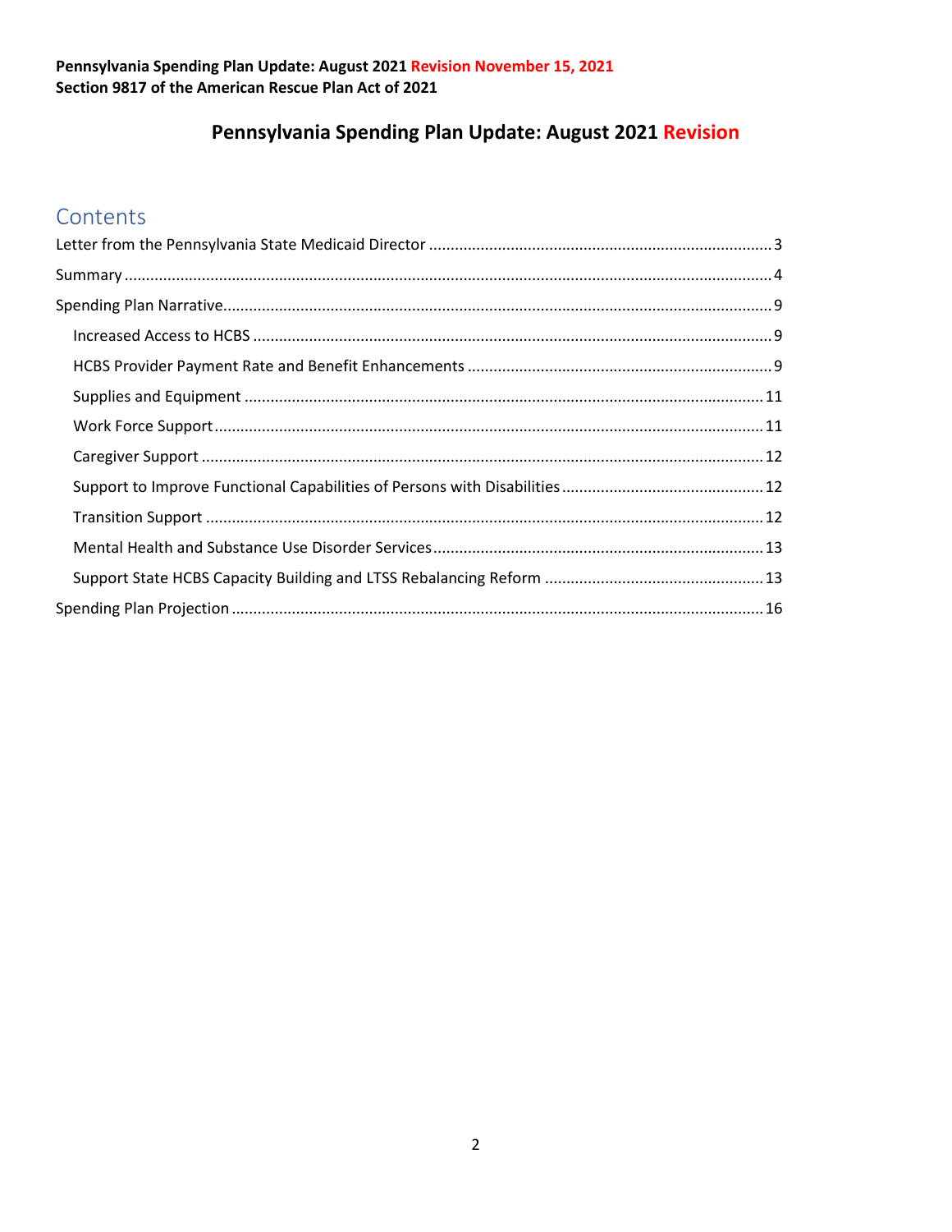**Pennsylvania Spending Plan Update: August 2021 Revision November 15, 2021**
**Section 9817 of the American Rescue Plan Act of 2021**

# Pennsylvania Spending Plan Update: August 2021 Revision

## Contents

Letter from the Pennsylvania State Medicaid Director ........ 3

Summary ........ 4

Spending Plan Narrative ........ 9

- Increased Access to HCBS ........ 9
- HCBS Provider Payment Rate and Benefit Enhancements ........ 9
- Supplies and Equipment ........ 11
- Work Force Support ........ 11
- Caregiver Support ........ 12
- Support to Improve Functional Capabilities of Persons with Disabilities ........ 12
- Transition Support ........ 12
- Mental Health and Substance Use Disorder Services ........ 13
- Support State HCBS Capacity Building and LTSS Rebalancing Reform ........ 13

Spending Plan Projection ........ 16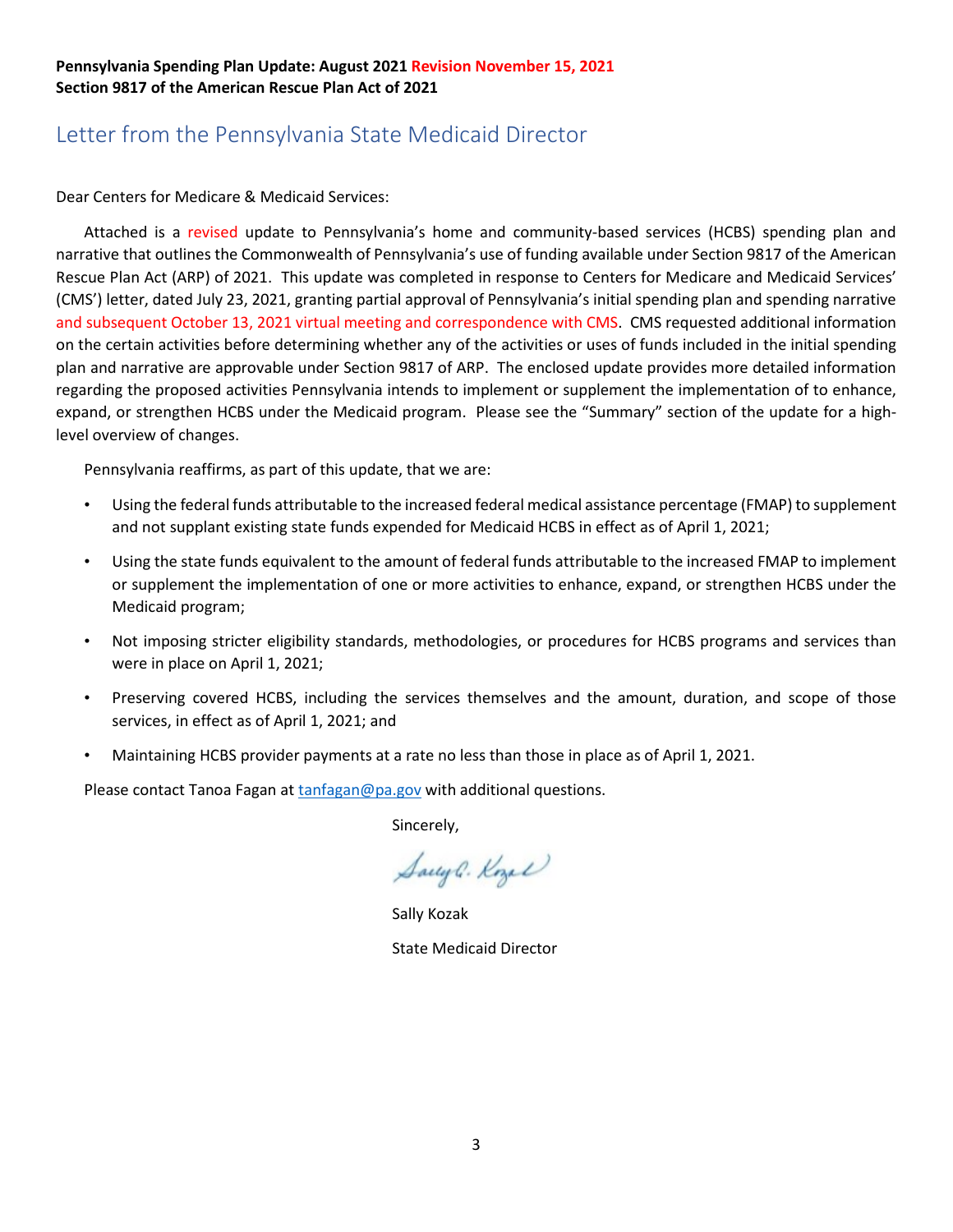**Pennsylvania Spending Plan Update: August 2021 Revision November 15, 2021**
**Section 9817 of the American Rescue Plan Act of 2021**

## Letter from the Pennsylvania State Medicaid Director

Dear Centers for Medicare & Medicaid Services:

Attached is a revised update to Pennsylvania's home and community-based services (HCBS) spending plan and narrative that outlines the Commonwealth of Pennsylvania's use of funding available under Section 9817 of the American Rescue Plan Act (ARP) of 2021. This update was completed in response to Centers for Medicare and Medicaid Services' (CMS') letter, dated July 23, 2021, granting partial approval of Pennsylvania's initial spending plan and spending narrative and subsequent October 13, 2021 virtual meeting and correspondence with CMS. CMS requested additional information on the certain activities before determining whether any of the activities or uses of funds included in the initial spending plan and narrative are approvable under Section 9817 of ARP. The enclosed update provides more detailed information regarding the proposed activities Pennsylvania intends to implement or supplement the implementation of to enhance, expand, or strengthen HCBS under the Medicaid program. Please see the "Summary" section of the update for a high-level overview of changes.

Pennsylvania reaffirms, as part of this update, that we are:

- Using the federal funds attributable to the increased federal medical assistance percentage (FMAP) to supplement and not supplant existing state funds expended for Medicaid HCBS in effect as of April 1, 2021;
- Using the state funds equivalent to the amount of federal funds attributable to the increased FMAP to implement or supplement the implementation of one or more activities to enhance, expand, or strengthen HCBS under the Medicaid program;
- Not imposing stricter eligibility standards, methodologies, or procedures for HCBS programs and services than were in place on April 1, 2021;
- Preserving covered HCBS, including the services themselves and the amount, duration, and scope of those services, in effect as of April 1, 2021; and
- Maintaining HCBS provider payments at a rate no less than those in place as of April 1, 2021.

Please contact Tanoa Fagan at tanfagan@pa.gov with additional questions.

Sincerely,

Sally Kozak

State Medicaid Director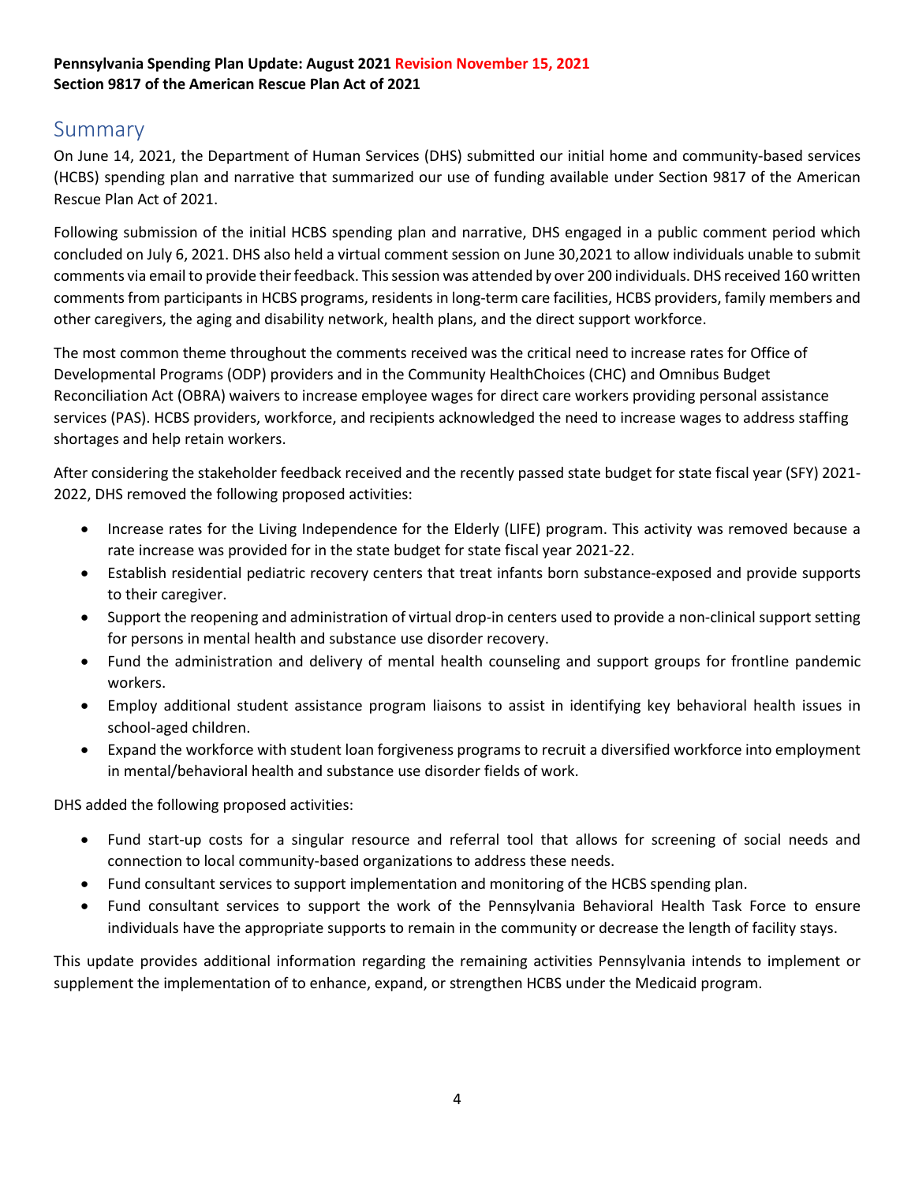**Pennsylvania Spending Plan Update: August 2021 Revision November 15, 2021**
**Section 9817 of the American Rescue Plan Act of 2021**

# Summary

On June 14, 2021, the Department of Human Services (DHS) submitted our initial home and community-based services (HCBS) spending plan and narrative that summarized our use of funding available under Section 9817 of the American Rescue Plan Act of 2021.

Following submission of the initial HCBS spending plan and narrative, DHS engaged in a public comment period which concluded on July 6, 2021. DHS also held a virtual comment session on June 30,2021 to allow individuals unable to submit comments via email to provide their feedback. This session was attended by over 200 individuals. DHS received 160 written comments from participants in HCBS programs, residents in long-term care facilities, HCBS providers, family members and other caregivers, the aging and disability network, health plans, and the direct support workforce.

The most common theme throughout the comments received was the critical need to increase rates for Office of Developmental Programs (ODP) providers and in the Community HealthChoices (CHC) and Omnibus Budget Reconciliation Act (OBRA) waivers to increase employee wages for direct care workers providing personal assistance services (PAS). HCBS providers, workforce, and recipients acknowledged the need to increase wages to address staffing shortages and help retain workers.

After considering the stakeholder feedback received and the recently passed state budget for state fiscal year (SFY) 2021-2022, DHS removed the following proposed activities:

- Increase rates for the Living Independence for the Elderly (LIFE) program. This activity was removed because a rate increase was provided for in the state budget for state fiscal year 2021-22.
- Establish residential pediatric recovery centers that treat infants born substance-exposed and provide supports to their caregiver.
- Support the reopening and administration of virtual drop-in centers used to provide a non-clinical support setting for persons in mental health and substance use disorder recovery.
- Fund the administration and delivery of mental health counseling and support groups for frontline pandemic workers.
- Employ additional student assistance program liaisons to assist in identifying key behavioral health issues in school-aged children.
- Expand the workforce with student loan forgiveness programs to recruit a diversified workforce into employment in mental/behavioral health and substance use disorder fields of work.

DHS added the following proposed activities:

- Fund start-up costs for a singular resource and referral tool that allows for screening of social needs and connection to local community-based organizations to address these needs.
- Fund consultant services to support implementation and monitoring of the HCBS spending plan.
- Fund consultant services to support the work of the Pennsylvania Behavioral Health Task Force to ensure individuals have the appropriate supports to remain in the community or decrease the length of facility stays.

This update provides additional information regarding the remaining activities Pennsylvania intends to implement or supplement the implementation of to enhance, expand, or strengthen HCBS under the Medicaid program.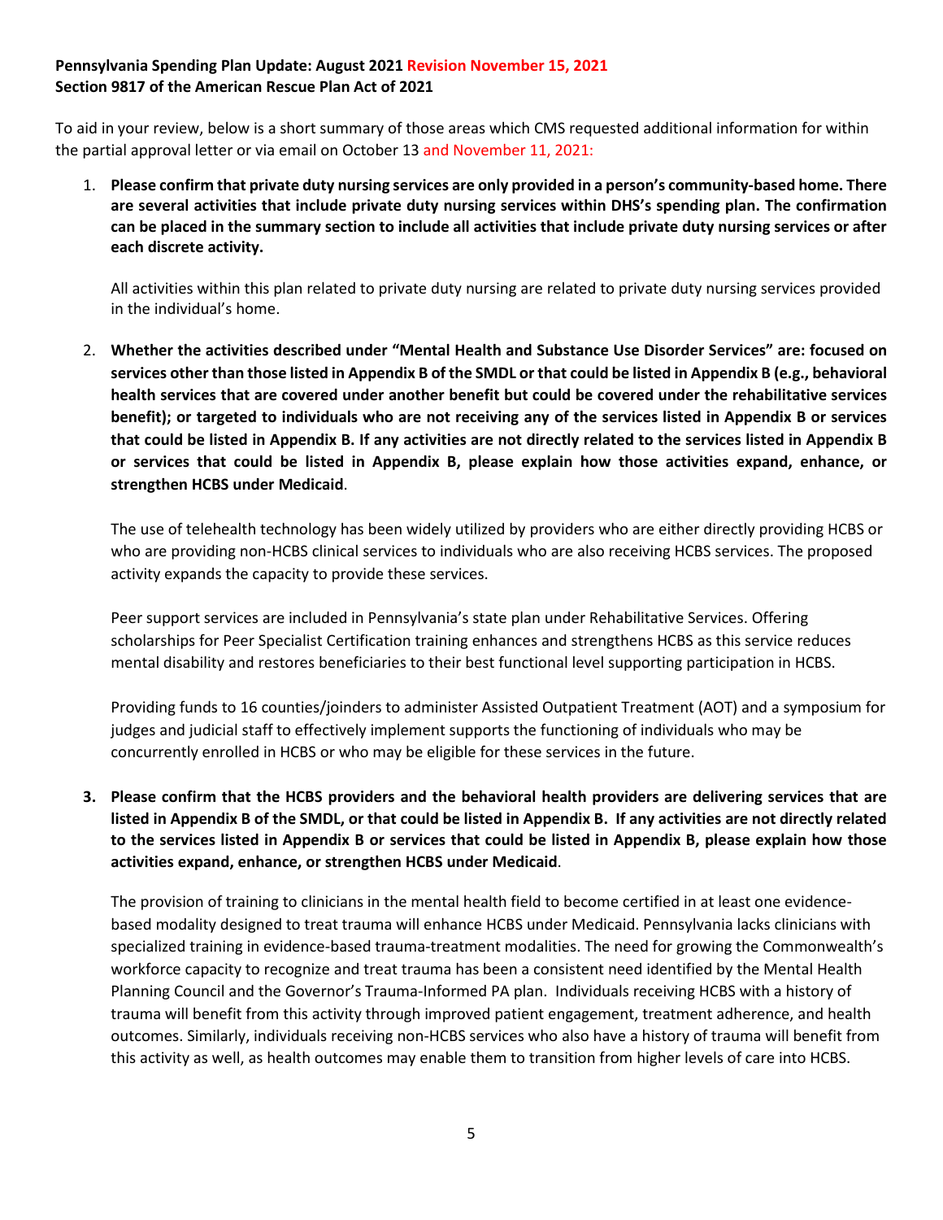**Pennsylvania Spending Plan Update: August 2021 Revision November 15, 2021**
**Section 9817 of the American Rescue Plan Act of 2021**

To aid in your review, below is a short summary of those areas which CMS requested additional information for within the partial approval letter or via email on October 13 and November 11, 2021:

1. **Please confirm that private duty nursing services are only provided in a person's community-based home. There are several activities that include private duty nursing services within DHS's spending plan. The confirmation can be placed in the summary section to include all activities that include private duty nursing services or after each discrete activity.**

   All activities within this plan related to private duty nursing are related to private duty nursing services provided in the individual's home.

2. **Whether the activities described under "Mental Health and Substance Use Disorder Services" are: focused on services other than those listed in Appendix B of the SMDL or that could be listed in Appendix B (e.g., behavioral health services that are covered under another benefit but could be covered under the rehabilitative services benefit); or targeted to individuals who are not receiving any of the services listed in Appendix B or services that could be listed in Appendix B. If any activities are not directly related to the services listed in Appendix B or services that could be listed in Appendix B, please explain how those activities expand, enhance, or strengthen HCBS under Medicaid**.

   The use of telehealth technology has been widely utilized by providers who are either directly providing HCBS or who are providing non-HCBS clinical services to individuals who are also receiving HCBS services. The proposed activity expands the capacity to provide these services.

   Peer support services are included in Pennsylvania's state plan under Rehabilitative Services. Offering scholarships for Peer Specialist Certification training enhances and strengthens HCBS as this service reduces mental disability and restores beneficiaries to their best functional level supporting participation in HCBS.

   Providing funds to 16 counties/joinders to administer Assisted Outpatient Treatment (AOT) and a symposium for judges and judicial staff to effectively implement supports the functioning of individuals who may be concurrently enrolled in HCBS or who may be eligible for these services in the future.

3. **Please confirm that the HCBS providers and the behavioral health providers are delivering services that are listed in Appendix B of the SMDL, or that could be listed in Appendix B. If any activities are not directly related to the services listed in Appendix B or services that could be listed in Appendix B, please explain how those activities expand, enhance, or strengthen HCBS under Medicaid**.

   The provision of training to clinicians in the mental health field to become certified in at least one evidence-based modality designed to treat trauma will enhance HCBS under Medicaid. Pennsylvania lacks clinicians with specialized training in evidence-based trauma-treatment modalities. The need for growing the Commonwealth's workforce capacity to recognize and treat trauma has been a consistent need identified by the Mental Health Planning Council and the Governor's Trauma-Informed PA plan. Individuals receiving HCBS with a history of trauma will benefit from this activity through improved patient engagement, treatment adherence, and health outcomes. Similarly, individuals receiving non-HCBS services who also have a history of trauma will benefit from this activity as well, as health outcomes may enable them to transition from higher levels of care into HCBS.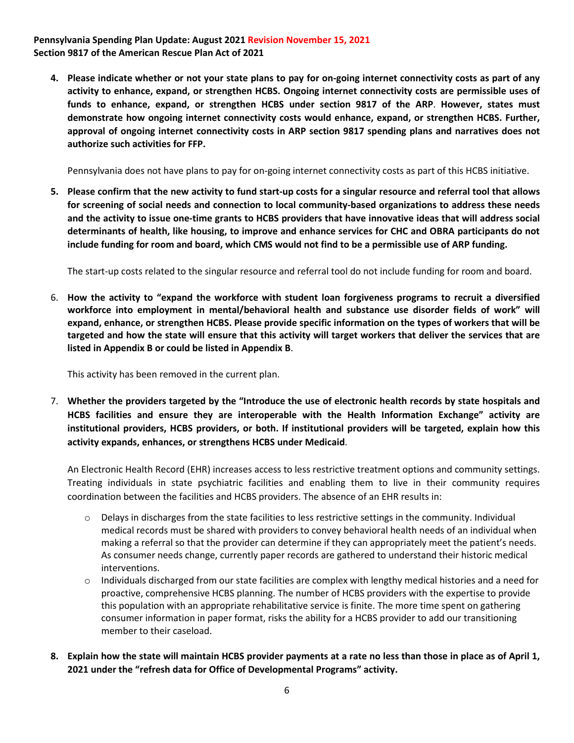4. **Please indicate whether or not your state plans to pay for on-going internet connectivity costs as part of any activity to enhance, expand, or strengthen HCBS. Ongoing internet connectivity costs are permissible uses of funds to enhance, expand, or strengthen HCBS under section 9817 of the ARP. However, states must demonstrate how ongoing internet connectivity costs would enhance, expand, or strengthen HCBS. Further, approval of ongoing internet connectivity costs in ARP section 9817 spending plans and narratives does not authorize such activities for FFP.**

   Pennsylvania does not have plans to pay for on-going internet connectivity costs as part of this HCBS initiative.

5. **Please confirm that the new activity to fund start-up costs for a singular resource and referral tool that allows for screening of social needs and connection to local community-based organizations to address these needs and the activity to issue one-time grants to HCBS providers that have innovative ideas that will address social determinants of health, like housing, to improve and enhance services for CHC and OBRA participants do not include funding for room and board, which CMS would not find to be a permissible use of ARP funding.**

   The start-up costs related to the singular resource and referral tool do not include funding for room and board.

6. **How the activity to "expand the workforce with student loan forgiveness programs to recruit a diversified workforce into employment in mental/behavioral health and substance use disorder fields of work" will expand, enhance, or strengthen HCBS. Please provide specific information on the types of workers that will be targeted and how the state will ensure that this activity will target workers that deliver the services that are listed in Appendix B or could be listed in Appendix B**.

   This activity has been removed in the current plan.

7. **Whether the providers targeted by the "Introduce the use of electronic health records by state hospitals and HCBS facilities and ensure they are interoperable with the Health Information Exchange" activity are institutional providers, HCBS providers, or both. If institutional providers will be targeted, explain how this activity expands, enhances, or strengthens HCBS under Medicaid**.

   An Electronic Health Record (EHR) increases access to less restrictive treatment options and community settings. Treating individuals in state psychiatric facilities and enabling them to live in their community requires coordination between the facilities and HCBS providers. The absence of an EHR results in:

   - Delays in discharges from the state facilities to less restrictive settings in the community. Individual medical records must be shared with providers to convey behavioral health needs of an individual when making a referral so that the provider can determine if they can appropriately meet the patient's needs. As consumer needs change, currently paper records are gathered to understand their historic medical interventions.
   - Individuals discharged from our state facilities are complex with lengthy medical histories and a need for proactive, comprehensive HCBS planning. The number of HCBS providers with the expertise to provide this population with an appropriate rehabilitative service is finite. The more time spent on gathering consumer information in paper format, risks the ability for a HCBS provider to add our transitioning member to their caseload.

8. **Explain how the state will maintain HCBS provider payments at a rate no less than those in place as of April 1, 2021 under the "refresh data for Office of Developmental Programs" activity.**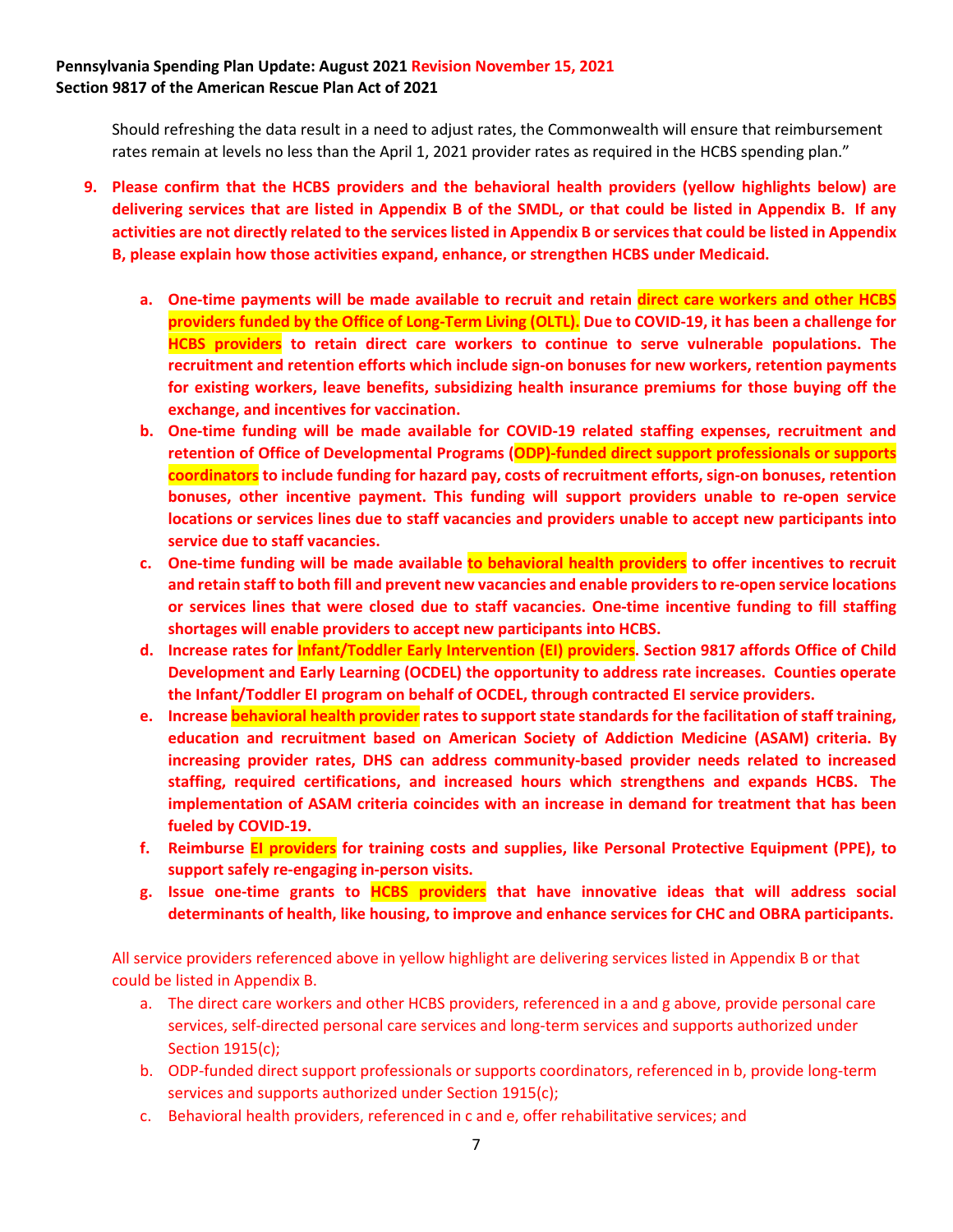Should refreshing the data result in a need to adjust rates, the Commonwealth will ensure that reimbursement rates remain at levels no less than the April 1, 2021 provider rates as required in the HCBS spending plan."

9. **Please confirm that the HCBS providers and the behavioral health providers (yellow highlights below) are delivering services that are listed in Appendix B of the SMDL, or that could be listed in Appendix B. If any activities are not directly related to the services listed in Appendix B or services that could be listed in Appendix B, please explain how those activities expand, enhance, or strengthen HCBS under Medicaid.**

   a. **One-time payments will be made available to recruit and retain direct care workers and other HCBS providers funded by the Office of Long-Term Living (OLTL). Due to COVID-19, it has been a challenge for HCBS providers to retain direct care workers to continue to serve vulnerable populations. The recruitment and retention efforts which include sign-on bonuses for new workers, retention payments for existing workers, leave benefits, subsidizing health insurance premiums for those buying off the exchange, and incentives for vaccination.**
   b. **One-time funding will be made available for COVID-19 related staffing expenses, recruitment and retention of Office of Developmental Programs (ODP)-funded direct support professionals or supports coordinators to include funding for hazard pay, costs of recruitment efforts, sign-on bonuses, retention bonuses, other incentive payment. This funding will support providers unable to re-open service locations or services lines due to staff vacancies and providers unable to accept new participants into service due to staff vacancies.**
   c. **One-time funding will be made available to behavioral health providers to offer incentives to recruit and retain staff to both fill and prevent new vacancies and enable providers to re-open service locations or services lines that were closed due to staff vacancies. One-time incentive funding to fill staffing shortages will enable providers to accept new participants into HCBS.**
   d. **Increase rates for Infant/Toddler Early Intervention (EI) providers. Section 9817 affords Office of Child Development and Early Learning (OCDEL) the opportunity to address rate increases. Counties operate the Infant/Toddler EI program on behalf of OCDEL, through contracted EI service providers.**
   e. **Increase behavioral health provider rates to support state standards for the facilitation of staff training, education and recruitment based on American Society of Addiction Medicine (ASAM) criteria. By increasing provider rates, DHS can address community-based provider needs related to increased staffing, required certifications, and increased hours which strengthens and expands HCBS. The implementation of ASAM criteria coincides with an increase in demand for treatment that has been fueled by COVID-19.**
   f. **Reimburse EI providers for training costs and supplies, like Personal Protective Equipment (PPE), to support safely re-engaging in-person visits.**
   g. **Issue one-time grants to HCBS providers that have innovative ideas that will address social determinants of health, like housing, to improve and enhance services for CHC and OBRA participants.**

All service providers referenced above in yellow highlight are delivering services listed in Appendix B or that could be listed in Appendix B.

a. The direct care workers and other HCBS providers, referenced in a and g above, provide personal care services, self-directed personal care services and long-term services and supports authorized under Section 1915(c);
b. ODP-funded direct support professionals or supports coordinators, referenced in b, provide long-term services and supports authorized under Section 1915(c);
c. Behavioral health providers, referenced in c and e, offer rehabilitative services; and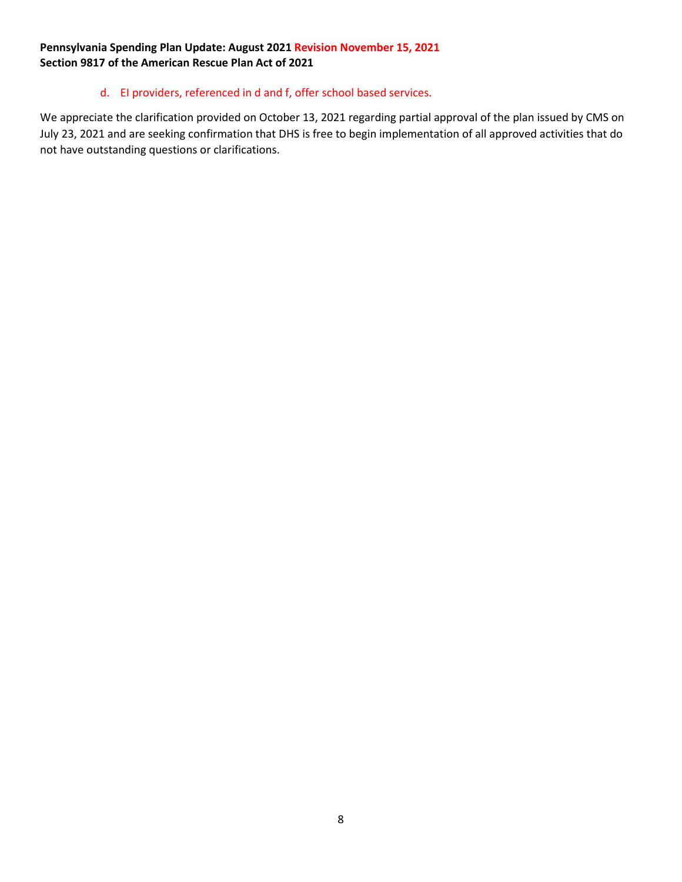d. EI providers, referenced in d and f, offer school based services.

We appreciate the clarification provided on October 13, 2021 regarding partial approval of the plan issued by CMS on July 23, 2021 and are seeking confirmation that DHS is free to begin implementation of all approved activities that do not have outstanding questions or clarifications.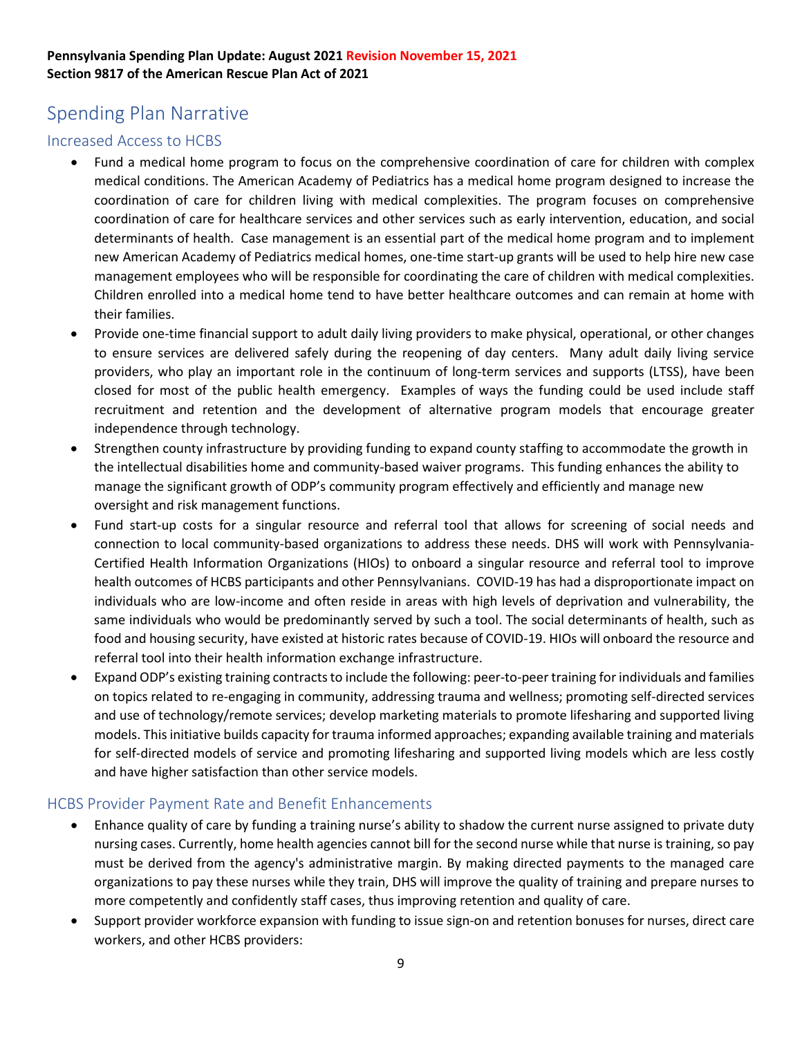**Pennsylvania Spending Plan Update: August 2021 Revision November 15, 2021**
**Section 9817 of the American Rescue Plan Act of 2021**

# Spending Plan Narrative

## Increased Access to HCBS

- Fund a medical home program to focus on the comprehensive coordination of care for children with complex medical conditions. The American Academy of Pediatrics has a medical home program designed to increase the coordination of care for children living with medical complexities. The program focuses on comprehensive coordination of care for healthcare services and other services such as early intervention, education, and social determinants of health. Case management is an essential part of the medical home program and to implement new American Academy of Pediatrics medical homes, one-time start-up grants will be used to help hire new case management employees who will be responsible for coordinating the care of children with medical complexities. Children enrolled into a medical home tend to have better healthcare outcomes and can remain at home with their families.
- Provide one-time financial support to adult daily living providers to make physical, operational, or other changes to ensure services are delivered safely during the reopening of day centers. Many adult daily living service providers, who play an important role in the continuum of long-term services and supports (LTSS), have been closed for most of the public health emergency. Examples of ways the funding could be used include staff recruitment and retention and the development of alternative program models that encourage greater independence through technology.
- Strengthen county infrastructure by providing funding to expand county staffing to accommodate the growth in the intellectual disabilities home and community-based waiver programs. This funding enhances the ability to manage the significant growth of ODP's community program effectively and efficiently and manage new oversight and risk management functions.
- Fund start-up costs for a singular resource and referral tool that allows for screening of social needs and connection to local community-based organizations to address these needs. DHS will work with Pennsylvania-Certified Health Information Organizations (HIOs) to onboard a singular resource and referral tool to improve health outcomes of HCBS participants and other Pennsylvanians. COVID-19 has had a disproportionate impact on individuals who are low-income and often reside in areas with high levels of deprivation and vulnerability, the same individuals who would be predominantly served by such a tool. The social determinants of health, such as food and housing security, have existed at historic rates because of COVID-19. HIOs will onboard the resource and referral tool into their health information exchange infrastructure.
- Expand ODP's existing training contracts to include the following: peer-to-peer training for individuals and families on topics related to re-engaging in community, addressing trauma and wellness; promoting self-directed services and use of technology/remote services; develop marketing materials to promote lifesharing and supported living models. This initiative builds capacity for trauma informed approaches; expanding available training and materials for self-directed models of service and promoting lifesharing and supported living models which are less costly and have higher satisfaction than other service models.

## HCBS Provider Payment Rate and Benefit Enhancements

- Enhance quality of care by funding a training nurse's ability to shadow the current nurse assigned to private duty nursing cases. Currently, home health agencies cannot bill for the second nurse while that nurse is training, so pay must be derived from the agency's administrative margin. By making directed payments to the managed care organizations to pay these nurses while they train, DHS will improve the quality of training and prepare nurses to more competently and confidently staff cases, thus improving retention and quality of care.
- Support provider workforce expansion with funding to issue sign-on and retention bonuses for nurses, direct care workers, and other HCBS providers: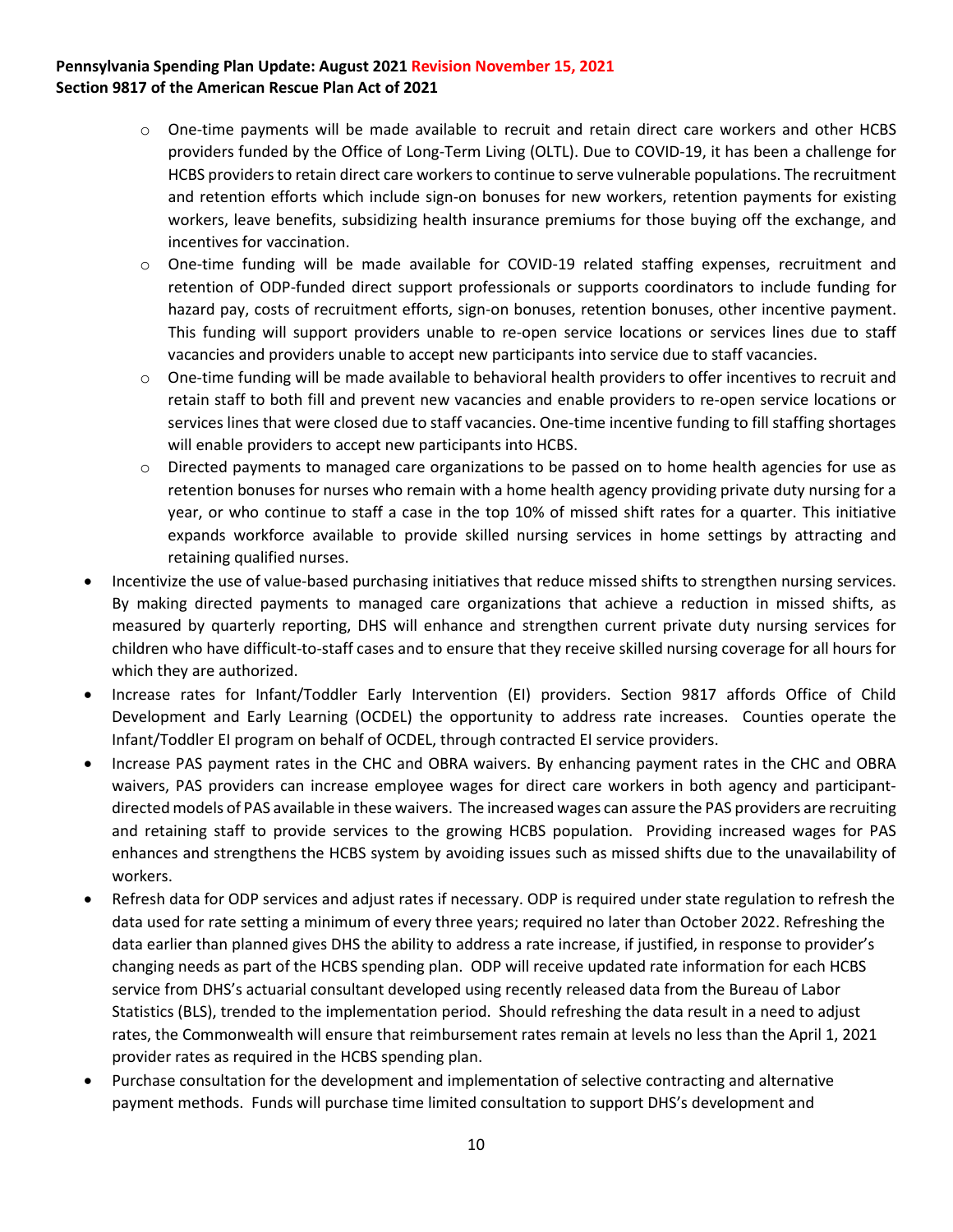- One-time payments will be made available to recruit and retain direct care workers and other HCBS providers funded by the Office of Long-Term Living (OLTL). Due to COVID-19, it has been a challenge for HCBS providers to retain direct care workers to continue to serve vulnerable populations. The recruitment and retention efforts which include sign-on bonuses for new workers, retention payments for existing workers, leave benefits, subsidizing health insurance premiums for those buying off the exchange, and incentives for vaccination.
  - One-time funding will be made available for COVID-19 related staffing expenses, recruitment and retention of ODP-funded direct support professionals or supports coordinators to include funding for hazard pay, costs of recruitment efforts, sign-on bonuses, retention bonuses, other incentive payment. This funding will support providers unable to re-open service locations or services lines due to staff vacancies and providers unable to accept new participants into service due to staff vacancies.
  - One-time funding will be made available to behavioral health providers to offer incentives to recruit and retain staff to both fill and prevent new vacancies and enable providers to re-open service locations or services lines that were closed due to staff vacancies. One-time incentive funding to fill staffing shortages will enable providers to accept new participants into HCBS.
  - Directed payments to managed care organizations to be passed on to home health agencies for use as retention bonuses for nurses who remain with a home health agency providing private duty nursing for a year, or who continue to staff a case in the top 10% of missed shift rates for a quarter. This initiative expands workforce available to provide skilled nursing services in home settings by attracting and retaining qualified nurses.
- Incentivize the use of value-based purchasing initiatives that reduce missed shifts to strengthen nursing services. By making directed payments to managed care organizations that achieve a reduction in missed shifts, as measured by quarterly reporting, DHS will enhance and strengthen current private duty nursing services for children who have difficult-to-staff cases and to ensure that they receive skilled nursing coverage for all hours for which they are authorized.
- Increase rates for Infant/Toddler Early Intervention (EI) providers. Section 9817 affords Office of Child Development and Early Learning (OCDEL) the opportunity to address rate increases. Counties operate the Infant/Toddler EI program on behalf of OCDEL, through contracted EI service providers.
- Increase PAS payment rates in the CHC and OBRA waivers. By enhancing payment rates in the CHC and OBRA waivers, PAS providers can increase employee wages for direct care workers in both agency and participant-directed models of PAS available in these waivers. The increased wages can assure the PAS providers are recruiting and retaining staff to provide services to the growing HCBS population. Providing increased wages for PAS enhances and strengthens the HCBS system by avoiding issues such as missed shifts due to the unavailability of workers.
- Refresh data for ODP services and adjust rates if necessary. ODP is required under state regulation to refresh the data used for rate setting a minimum of every three years; required no later than October 2022. Refreshing the data earlier than planned gives DHS the ability to address a rate increase, if justified, in response to provider's changing needs as part of the HCBS spending plan. ODP will receive updated rate information for each HCBS service from DHS's actuarial consultant developed using recently released data from the Bureau of Labor Statistics (BLS), trended to the implementation period. Should refreshing the data result in a need to adjust rates, the Commonwealth will ensure that reimbursement rates remain at levels no less than the April 1, 2021 provider rates as required in the HCBS spending plan.
- Purchase consultation for the development and implementation of selective contracting and alternative payment methods. Funds will purchase time limited consultation to support DHS's development and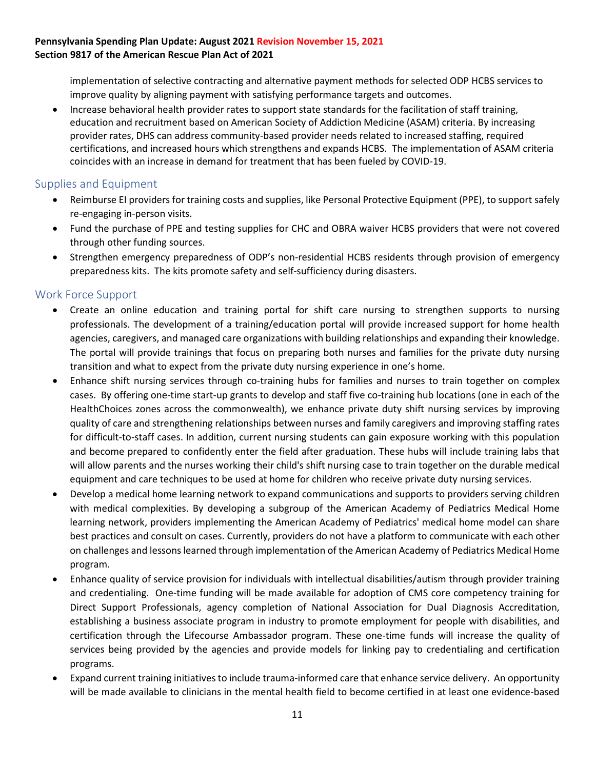implementation of selective contracting and alternative payment methods for selected ODP HCBS services to improve quality by aligning payment with satisfying performance targets and outcomes.

- Increase behavioral health provider rates to support state standards for the facilitation of staff training, education and recruitment based on American Society of Addiction Medicine (ASAM) criteria. By increasing provider rates, DHS can address community-based provider needs related to increased staffing, required certifications, and increased hours which strengthens and expands HCBS. The implementation of ASAM criteria coincides with an increase in demand for treatment that has been fueled by COVID-19.

## Supplies and Equipment

- Reimburse EI providers for training costs and supplies, like Personal Protective Equipment (PPE), to support safely re-engaging in-person visits.
- Fund the purchase of PPE and testing supplies for CHC and OBRA waiver HCBS providers that were not covered through other funding sources.
- Strengthen emergency preparedness of ODP's non-residential HCBS residents through provision of emergency preparedness kits. The kits promote safety and self-sufficiency during disasters.

## Work Force Support

- Create an online education and training portal for shift care nursing to strengthen supports to nursing professionals. The development of a training/education portal will provide increased support for home health agencies, caregivers, and managed care organizations with building relationships and expanding their knowledge. The portal will provide trainings that focus on preparing both nurses and families for the private duty nursing transition and what to expect from the private duty nursing experience in one's home.
- Enhance shift nursing services through co-training hubs for families and nurses to train together on complex cases. By offering one-time start-up grants to develop and staff five co-training hub locations (one in each of the HealthChoices zones across the commonwealth), we enhance private duty shift nursing services by improving quality of care and strengthening relationships between nurses and family caregivers and improving staffing rates for difficult-to-staff cases. In addition, current nursing students can gain exposure working with this population and become prepared to confidently enter the field after graduation. These hubs will include training labs that will allow parents and the nurses working their child's shift nursing case to train together on the durable medical equipment and care techniques to be used at home for children who receive private duty nursing services.
- Develop a medical home learning network to expand communications and supports to providers serving children with medical complexities. By developing a subgroup of the American Academy of Pediatrics Medical Home learning network, providers implementing the American Academy of Pediatrics' medical home model can share best practices and consult on cases. Currently, providers do not have a platform to communicate with each other on challenges and lessons learned through implementation of the American Academy of Pediatrics Medical Home program.
- Enhance quality of service provision for individuals with intellectual disabilities/autism through provider training and credentialing. One-time funding will be made available for adoption of CMS core competency training for Direct Support Professionals, agency completion of National Association for Dual Diagnosis Accreditation, establishing a business associate program in industry to promote employment for people with disabilities, and certification through the Lifecourse Ambassador program. These one-time funds will increase the quality of services being provided by the agencies and provide models for linking pay to credentialing and certification programs.
- Expand current training initiatives to include trauma-informed care that enhance service delivery. An opportunity will be made available to clinicians in the mental health field to become certified in at least one evidence-based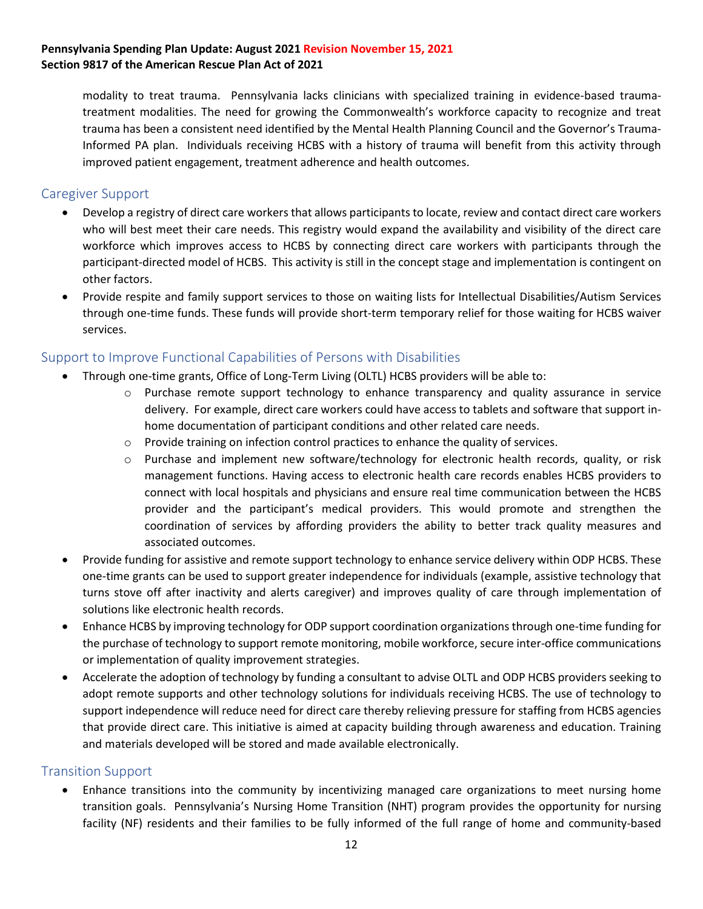modality to treat trauma. Pennsylvania lacks clinicians with specialized training in evidence-based trauma-treatment modalities. The need for growing the Commonwealth's workforce capacity to recognize and treat trauma has been a consistent need identified by the Mental Health Planning Council and the Governor's Trauma-Informed PA plan. Individuals receiving HCBS with a history of trauma will benefit from this activity through improved patient engagement, treatment adherence and health outcomes.

## Caregiver Support

- Develop a registry of direct care workers that allows participants to locate, review and contact direct care workers who will best meet their care needs. This registry would expand the availability and visibility of the direct care workforce which improves access to HCBS by connecting direct care workers with participants through the participant-directed model of HCBS. This activity is still in the concept stage and implementation is contingent on other factors.
- Provide respite and family support services to those on waiting lists for Intellectual Disabilities/Autism Services through one-time funds. These funds will provide short-term temporary relief for those waiting for HCBS waiver services.

## Support to Improve Functional Capabilities of Persons with Disabilities

- Through one-time grants, Office of Long-Term Living (OLTL) HCBS providers will be able to:
  - Purchase remote support technology to enhance transparency and quality assurance in service delivery. For example, direct care workers could have access to tablets and software that support in-home documentation of participant conditions and other related care needs.
  - Provide training on infection control practices to enhance the quality of services.
  - Purchase and implement new software/technology for electronic health records, quality, or risk management functions. Having access to electronic health care records enables HCBS providers to connect with local hospitals and physicians and ensure real time communication between the HCBS provider and the participant's medical providers. This would promote and strengthen the coordination of services by affording providers the ability to better track quality measures and associated outcomes.
- Provide funding for assistive and remote support technology to enhance service delivery within ODP HCBS. These one-time grants can be used to support greater independence for individuals (example, assistive technology that turns stove off after inactivity and alerts caregiver) and improves quality of care through implementation of solutions like electronic health records.
- Enhance HCBS by improving technology for ODP support coordination organizations through one-time funding for the purchase of technology to support remote monitoring, mobile workforce, secure inter-office communications or implementation of quality improvement strategies.
- Accelerate the adoption of technology by funding a consultant to advise OLTL and ODP HCBS providers seeking to adopt remote supports and other technology solutions for individuals receiving HCBS. The use of technology to support independence will reduce need for direct care thereby relieving pressure for staffing from HCBS agencies that provide direct care. This initiative is aimed at capacity building through awareness and education. Training and materials developed will be stored and made available electronically.

## Transition Support

- Enhance transitions into the community by incentivizing managed care organizations to meet nursing home transition goals. Pennsylvania's Nursing Home Transition (NHT) program provides the opportunity for nursing facility (NF) residents and their families to be fully informed of the full range of home and community-based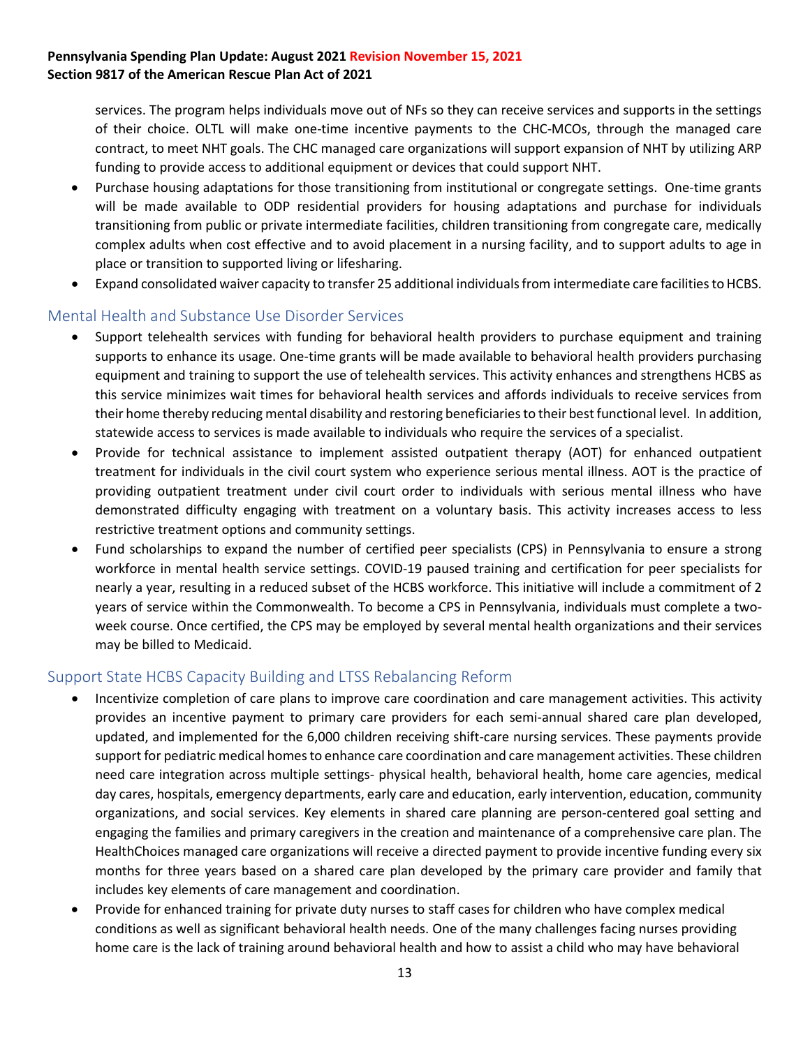services. The program helps individuals move out of NFs so they can receive services and supports in the settings of their choice. OLTL will make one-time incentive payments to the CHC-MCOs, through the managed care contract, to meet NHT goals. The CHC managed care organizations will support expansion of NHT by utilizing ARP funding to provide access to additional equipment or devices that could support NHT.

- Purchase housing adaptations for those transitioning from institutional or congregate settings. One-time grants will be made available to ODP residential providers for housing adaptations and purchase for individuals transitioning from public or private intermediate facilities, children transitioning from congregate care, medically complex adults when cost effective and to avoid placement in a nursing facility, and to support adults to age in place or transition to supported living or lifesharing.
- Expand consolidated waiver capacity to transfer 25 additional individuals from intermediate care facilities to HCBS.

## Mental Health and Substance Use Disorder Services

- Support telehealth services with funding for behavioral health providers to purchase equipment and training supports to enhance its usage. One-time grants will be made available to behavioral health providers purchasing equipment and training to support the use of telehealth services. This activity enhances and strengthens HCBS as this service minimizes wait times for behavioral health services and affords individuals to receive services from their home thereby reducing mental disability and restoring beneficiaries to their best functional level. In addition, statewide access to services is made available to individuals who require the services of a specialist.
- Provide for technical assistance to implement assisted outpatient therapy (AOT) for enhanced outpatient treatment for individuals in the civil court system who experience serious mental illness. AOT is the practice of providing outpatient treatment under civil court order to individuals with serious mental illness who have demonstrated difficulty engaging with treatment on a voluntary basis. This activity increases access to less restrictive treatment options and community settings.
- Fund scholarships to expand the number of certified peer specialists (CPS) in Pennsylvania to ensure a strong workforce in mental health service settings. COVID-19 paused training and certification for peer specialists for nearly a year, resulting in a reduced subset of the HCBS workforce. This initiative will include a commitment of 2 years of service within the Commonwealth. To become a CPS in Pennsylvania, individuals must complete a two-week course. Once certified, the CPS may be employed by several mental health organizations and their services may be billed to Medicaid.

## Support State HCBS Capacity Building and LTSS Rebalancing Reform

- Incentivize completion of care plans to improve care coordination and care management activities. This activity provides an incentive payment to primary care providers for each semi-annual shared care plan developed, updated, and implemented for the 6,000 children receiving shift-care nursing services. These payments provide support for pediatric medical homes to enhance care coordination and care management activities. These children need care integration across multiple settings- physical health, behavioral health, home care agencies, medical day cares, hospitals, emergency departments, early care and education, early intervention, education, community organizations, and social services. Key elements in shared care planning are person-centered goal setting and engaging the families and primary caregivers in the creation and maintenance of a comprehensive care plan. The HealthChoices managed care organizations will receive a directed payment to provide incentive funding every six months for three years based on a shared care plan developed by the primary care provider and family that includes key elements of care management and coordination.
- Provide for enhanced training for private duty nurses to staff cases for children who have complex medical conditions as well as significant behavioral health needs. One of the many challenges facing nurses providing home care is the lack of training around behavioral health and how to assist a child who may have behavioral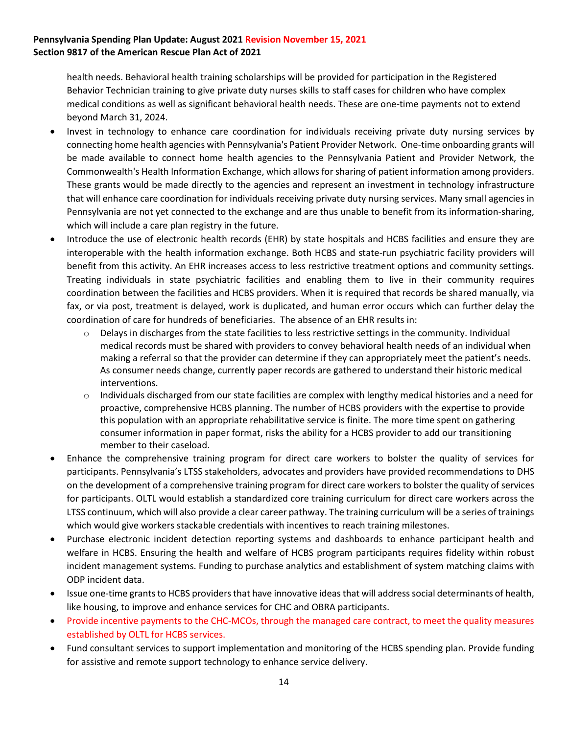health needs. Behavioral health training scholarships will be provided for participation in the Registered Behavior Technician training to give private duty nurses skills to staff cases for children who have complex medical conditions as well as significant behavioral health needs. These are one-time payments not to extend beyond March 31, 2024.

- Invest in technology to enhance care coordination for individuals receiving private duty nursing services by connecting home health agencies with Pennsylvania's Patient Provider Network. One-time onboarding grants will be made available to connect home health agencies to the Pennsylvania Patient and Provider Network, the Commonwealth's Health Information Exchange, which allows for sharing of patient information among providers. These grants would be made directly to the agencies and represent an investment in technology infrastructure that will enhance care coordination for individuals receiving private duty nursing services. Many small agencies in Pennsylvania are not yet connected to the exchange and are thus unable to benefit from its information-sharing, which will include a care plan registry in the future.
- Introduce the use of electronic health records (EHR) by state hospitals and HCBS facilities and ensure they are interoperable with the health information exchange. Both HCBS and state-run psychiatric facility providers will benefit from this activity. An EHR increases access to less restrictive treatment options and community settings. Treating individuals in state psychiatric facilities and enabling them to live in their community requires coordination between the facilities and HCBS providers. When it is required that records be shared manually, via fax, or via post, treatment is delayed, work is duplicated, and human error occurs which can further delay the coordination of care for hundreds of beneficiaries. The absence of an EHR results in:
  - Delays in discharges from the state facilities to less restrictive settings in the community. Individual medical records must be shared with providers to convey behavioral health needs of an individual when making a referral so that the provider can determine if they can appropriately meet the patient's needs. As consumer needs change, currently paper records are gathered to understand their historic medical interventions.
  - Individuals discharged from our state facilities are complex with lengthy medical histories and a need for proactive, comprehensive HCBS planning. The number of HCBS providers with the expertise to provide this population with an appropriate rehabilitative service is finite. The more time spent on gathering consumer information in paper format, risks the ability for a HCBS provider to add our transitioning member to their caseload.
- Enhance the comprehensive training program for direct care workers to bolster the quality of services for participants. Pennsylvania's LTSS stakeholders, advocates and providers have provided recommendations to DHS on the development of a comprehensive training program for direct care workers to bolster the quality of services for participants. OLTL would establish a standardized core training curriculum for direct care workers across the LTSS continuum, which will also provide a clear career pathway. The training curriculum will be a series of trainings which would give workers stackable credentials with incentives to reach training milestones.
- Purchase electronic incident detection reporting systems and dashboards to enhance participant health and welfare in HCBS. Ensuring the health and welfare of HCBS program participants requires fidelity within robust incident management systems. Funding to purchase analytics and establishment of system matching claims with ODP incident data.
- Issue one-time grants to HCBS providers that have innovative ideas that will address social determinants of health, like housing, to improve and enhance services for CHC and OBRA participants.
- Provide incentive payments to the CHC-MCOs, through the managed care contract, to meet the quality measures established by OLTL for HCBS services.
- Fund consultant services to support implementation and monitoring of the HCBS spending plan. Provide funding for assistive and remote support technology to enhance service delivery.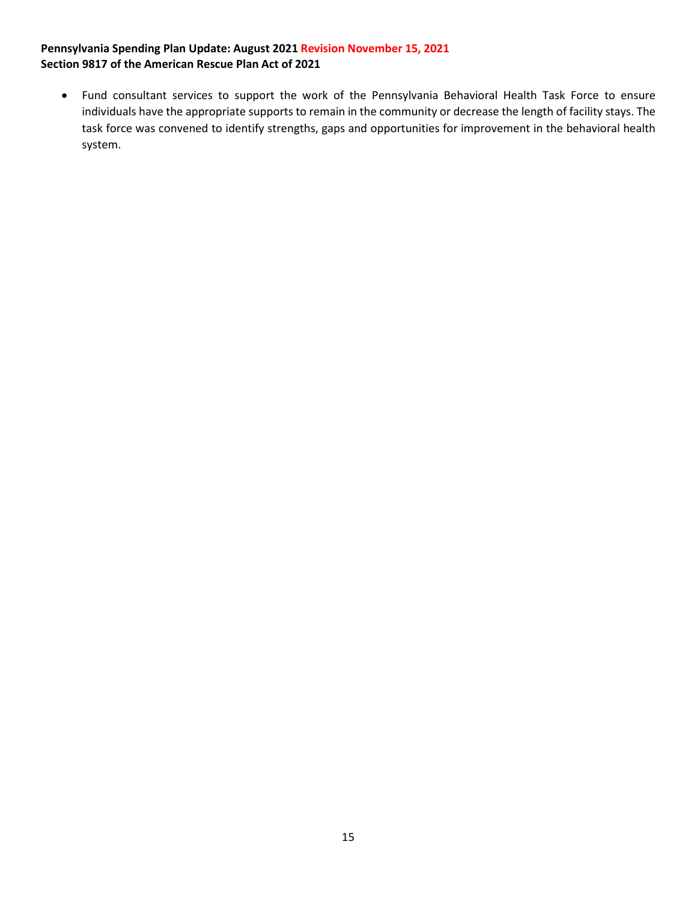- Fund consultant services to support the work of the Pennsylvania Behavioral Health Task Force to ensure individuals have the appropriate supports to remain in the community or decrease the length of facility stays. The task force was convened to identify strengths, gaps and opportunities for improvement in the behavioral health system.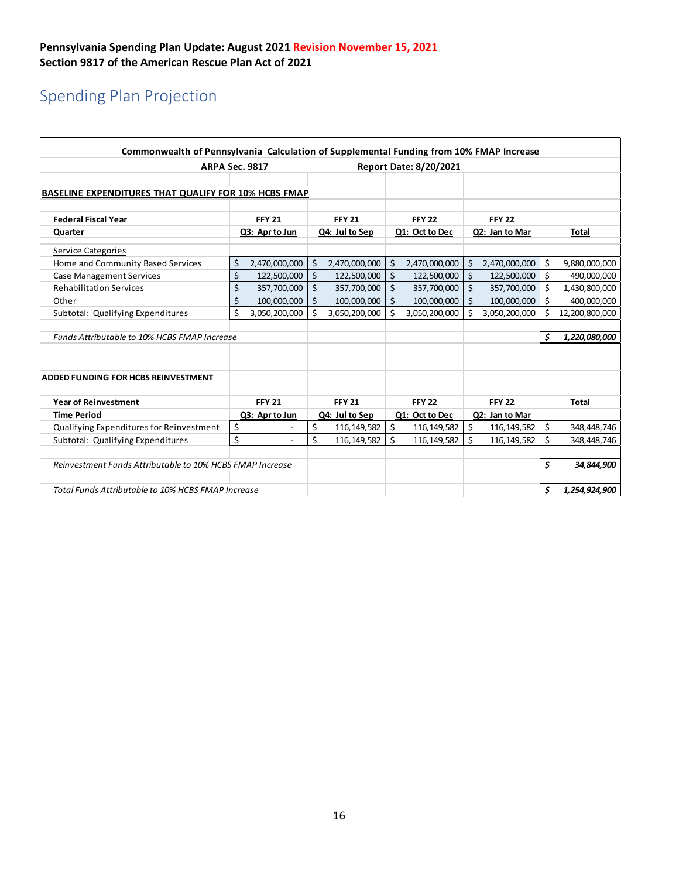**Pennsylvania Spending Plan Update: August 2021 Revision November 15, 2021**
**Section 9817 of the American Rescue Plan Act of 2021**

# Spending Plan Projection

| Commonwealth of Pennsylvania Calculation of Supplemental Funding from 10% FMAP Increase | | | | | |
|---|---|---|---|---|---|
| ARPA Sec. 9817 | | Report Date: 8/20/2021 | | | |
| **BASELINE EXPENDITURES THAT QUALIFY FOR 10% HCBS FMAP** | | | | | |
| **Federal Fiscal Year** | **FFY 21** | **FFY 21** | **FFY 22** | **FFY 22** | |
| **Quarter** | **Q3: Apr to Jun** | **Q4: Jul to Sep** | **Q1: Oct to Dec** | **Q2: Jan to Mar** | **Total** |
| Service Categories | | | | | |
| Home and Community Based Services | $ 2,470,000,000 | $ 2,470,000,000 | $ 2,470,000,000 | $ 2,470,000,000 | $ 9,880,000,000 |
| Case Management Services | $ 122,500,000 | $ 122,500,000 | $ 122,500,000 | $ 122,500,000 | $ 490,000,000 |
| Rehabilitation Services | $ 357,700,000 | $ 357,700,000 | $ 357,700,000 | $ 357,700,000 | $ 1,430,800,000 |
| Other | $ 100,000,000 | $ 100,000,000 | $ 100,000,000 | $ 100,000,000 | $ 400,000,000 |
| Subtotal: Qualifying Expenditures | $ 3,050,200,000 | $ 3,050,200,000 | $ 3,050,200,000 | $ 3,050,200,000 | $ 12,200,800,000 |
| *Funds Attributable to 10% HCBS FMAP Increase* | | | | | ***$ 1,220,080,000*** |
| **ADDED FUNDING FOR HCBS REINVESTMENT** | | | | | |
| **Year of Reinvestment** | **FFY 21** | **FFY 21** | **FFY 22** | **FFY 22** | **Total** |
| **Time Period** | **Q3: Apr to Jun** | **Q4: Jul to Sep** | **Q1: Oct to Dec** | **Q2: Jan to Mar** | |
| Qualifying Expenditures for Reinvestment | $ - | $ 116,149,582 | $ 116,149,582 | $ 116,149,582 | $ 348,448,746 |
| Subtotal: Qualifying Expenditures | $ - | $ 116,149,582 | $ 116,149,582 | $ 116,149,582 | $ 348,448,746 |
| *Reinvestment Funds Attributable to 10% HCBS FMAP Increase* | | | | | ***$ 34,844,900*** |
| *Total Funds Attributable to 10% HCBS FMAP Increase* | | | | | ***$ 1,254,924,900*** |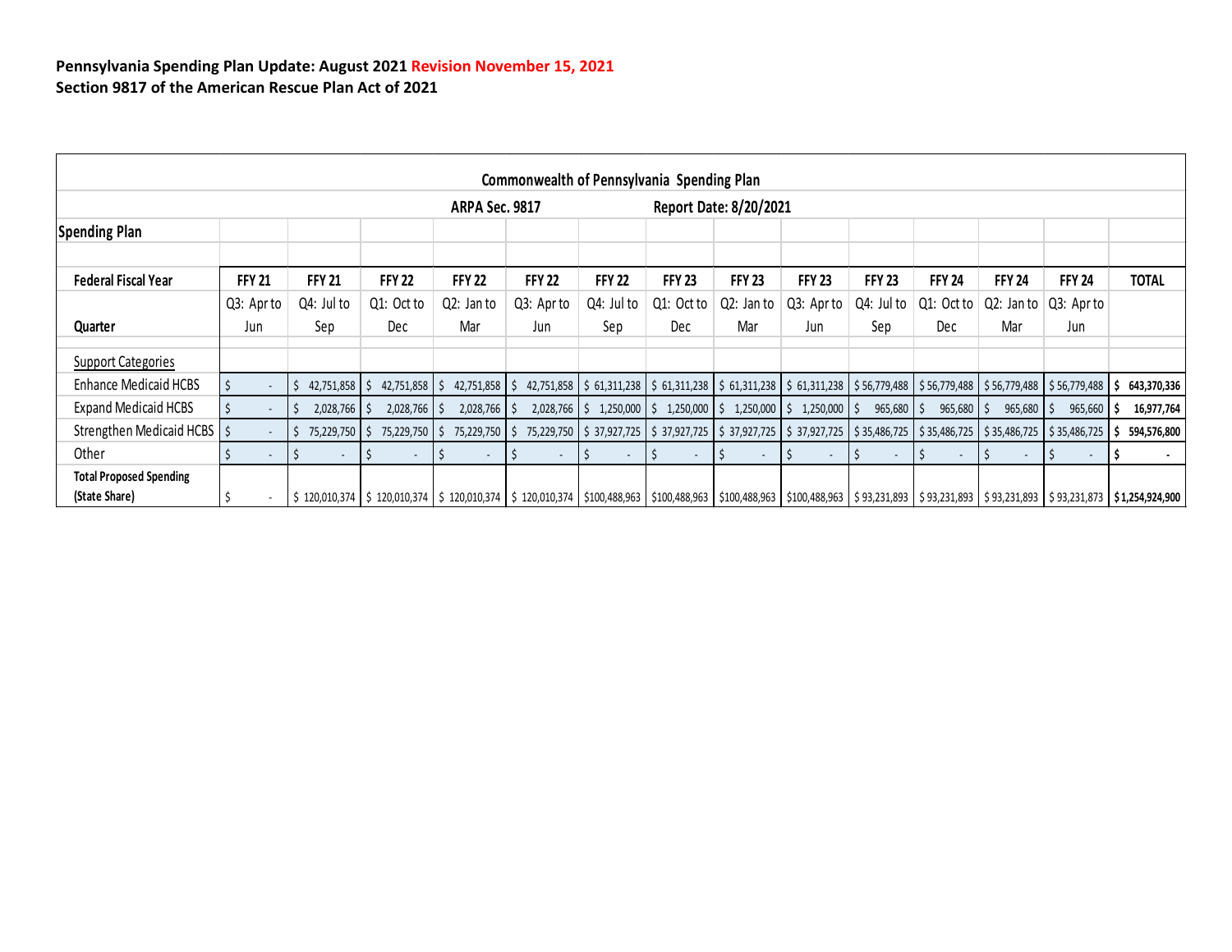**Pennsylvania Spending Plan Update: August 2021 Revision November 15, 2021**
**Section 9817 of the American Rescue Plan Act of 2021**

| Commonwealth of Pennsylvania Spending Plan | | | | | | | | | | | | | | |
|---|---|---|---|---|---|---|---|---|---|---|---|---|---|---|
| | | | | ARPA Sec. 9817 | | | | Report Date: 8/20/2021 | | | | | | |
| **Spending Plan** | | | | | | | | | | | | | | |
| **Federal Fiscal Year** | **FFY 21** | **FFY 21** | **FFY 22** | **FFY 22** | **FFY 22** | **FFY 22** | **FFY 23** | **FFY 23** | **FFY 23** | **FFY 23** | **FFY 24** | **FFY 24** | **FFY 24** | **TOTAL** |
| **Quarter** | Q3: Apr to Jun | Q4: Jul to Sep | Q1: Oct to Dec | Q2: Jan to Mar | Q3: Apr to Jun | Q4: Jul to Sep | Q1: Oct to Dec | Q2: Jan to Mar | Q3: Apr to Jun | Q4: Jul to Sep | Q1: Oct to Dec | Q2: Jan to Mar | Q3: Apr to Jun | |
| Support Categories | | | | | | | | | | | | | | |
| Enhance Medicaid HCBS | $ - | $ 42,751,858 | $ 42,751,858 | $ 42,751,858 | $ 42,751,858 | $ 61,311,238 | $ 61,311,238 | $ 61,311,238 | $ 61,311,238 | $ 56,779,488 | $ 56,779,488 | $ 56,779,488 | $ 56,779,488 | $ 643,370,336 |
| Expand Medicaid HCBS | $ - | $ 2,028,766 | $ 2,028,766 | $ 2,028,766 | $ 2,028,766 | $ 1,250,000 | $ 1,250,000 | $ 1,250,000 | $ 1,250,000 | $ 965,680 | $ 965,680 | $ 965,680 | $ 965,660 | $ 16,977,764 |
| Strengthen Medicaid HCBS | $ - | $ 75,229,750 | $ 75,229,750 | $ 75,229,750 | $ 75,229,750 | $ 37,927,725 | $ 37,927,725 | $ 37,927,725 | $ 37,927,725 | $ 35,486,725 | $ 35,486,725 | $ 35,486,725 | $ 35,486,725 | $ 594,576,800 |
| Other | $ - | $ - | $ - | $ - | $ - | $ - | $ - | $ - | $ - | $ - | $ - | $ - | $ - | $ - |
| **Total Proposed Spending (State Share)** | $ - | $ 120,010,374 | $ 120,010,374 | $ 120,010,374 | $ 120,010,374 | $100,488,963 | $100,488,963 | $100,488,963 | $100,488,963 | $ 93,231,893 | $ 93,231,893 | $ 93,231,893 | $ 93,231,873 | $ 1,254,924,900 |